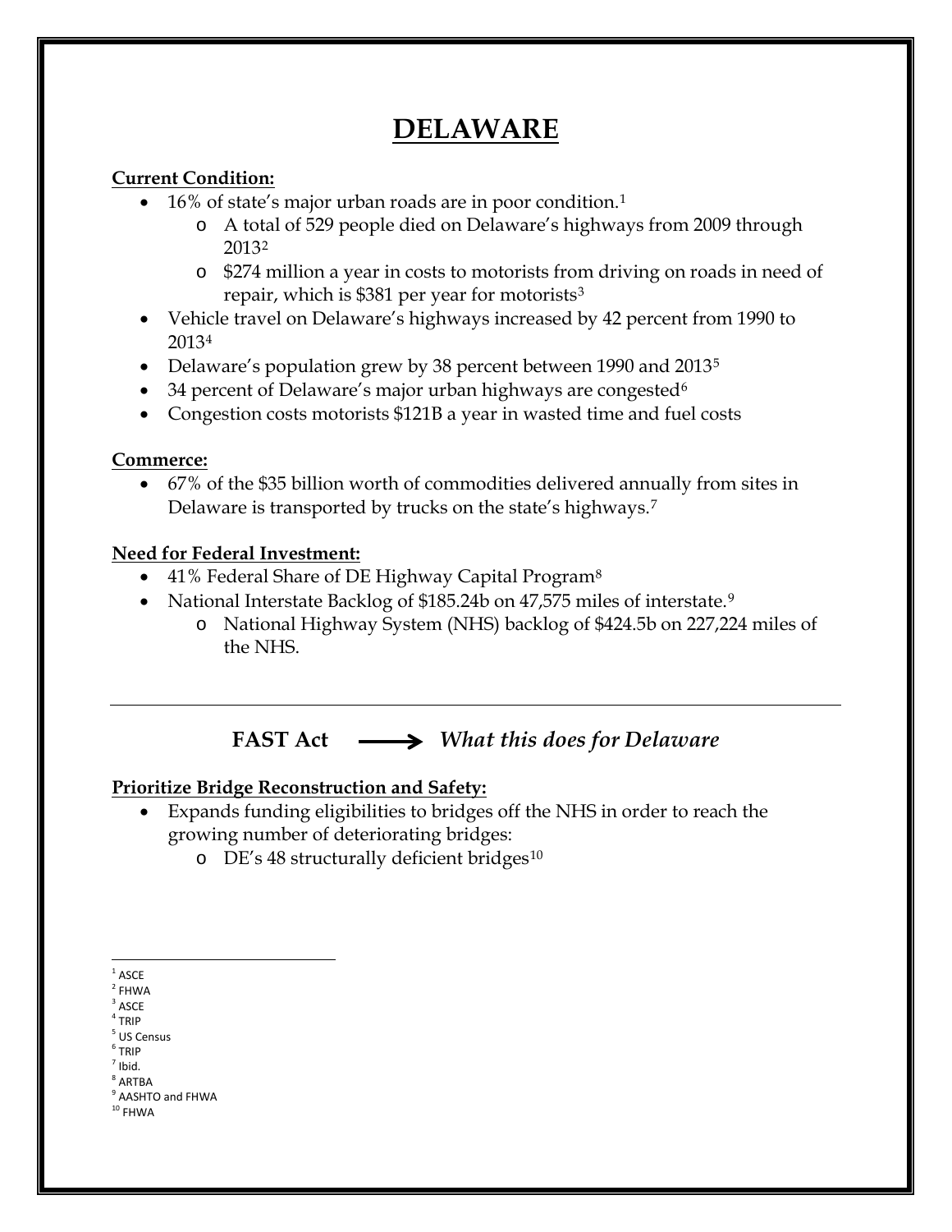# DELAWARE

**Current Condition:**

- 16% of state's major urban roads are in poor condition.[1]
    - A total of 529 people died on Delaware's highways from 2009 through 2013[2]
    - $274 million a year in costs to motorists from driving on roads in need of repair, which is $381 per year for motorists[3]
- Vehicle travel on Delaware's highways increased by 42 percent from 1990 to 2013[4]
- Delaware's population grew by 38 percent between 1990 and 2013[5]
- 34 percent of Delaware's major urban highways are congested[6]
- Congestion costs motorists $121B a year in wasted time and fuel costs

**Commerce:**

- 67% of the $35 billion worth of commodities delivered annually from sites in Delaware is transported by trucks on the state's highways.[7]

**Need for Federal Investment:**

- 41% Federal Share of DE Highway Capital Program[8]
- National Interstate Backlog of $185.24b on 47,575 miles of interstate.[9]
    - National Highway System (NHS) backlog of $424.5b on 227,224 miles of the NHS.

---

## FAST Act ⟶ *What this does for Delaware*

**Prioritize Bridge Reconstruction and Safety:**

- Expands funding eligibilities to bridges off the NHS in order to reach the growing number of deteriorating bridges:
    - DE's 48 structurally deficient bridges[10]

---

[1] ASCE
[2] FHWA
[3] ASCE
[4] TRIP
[5] US Census
[6] TRIP
[7] Ibid.
[8] ARTBA
[9] AASHTO and FHWA
[10] FHWA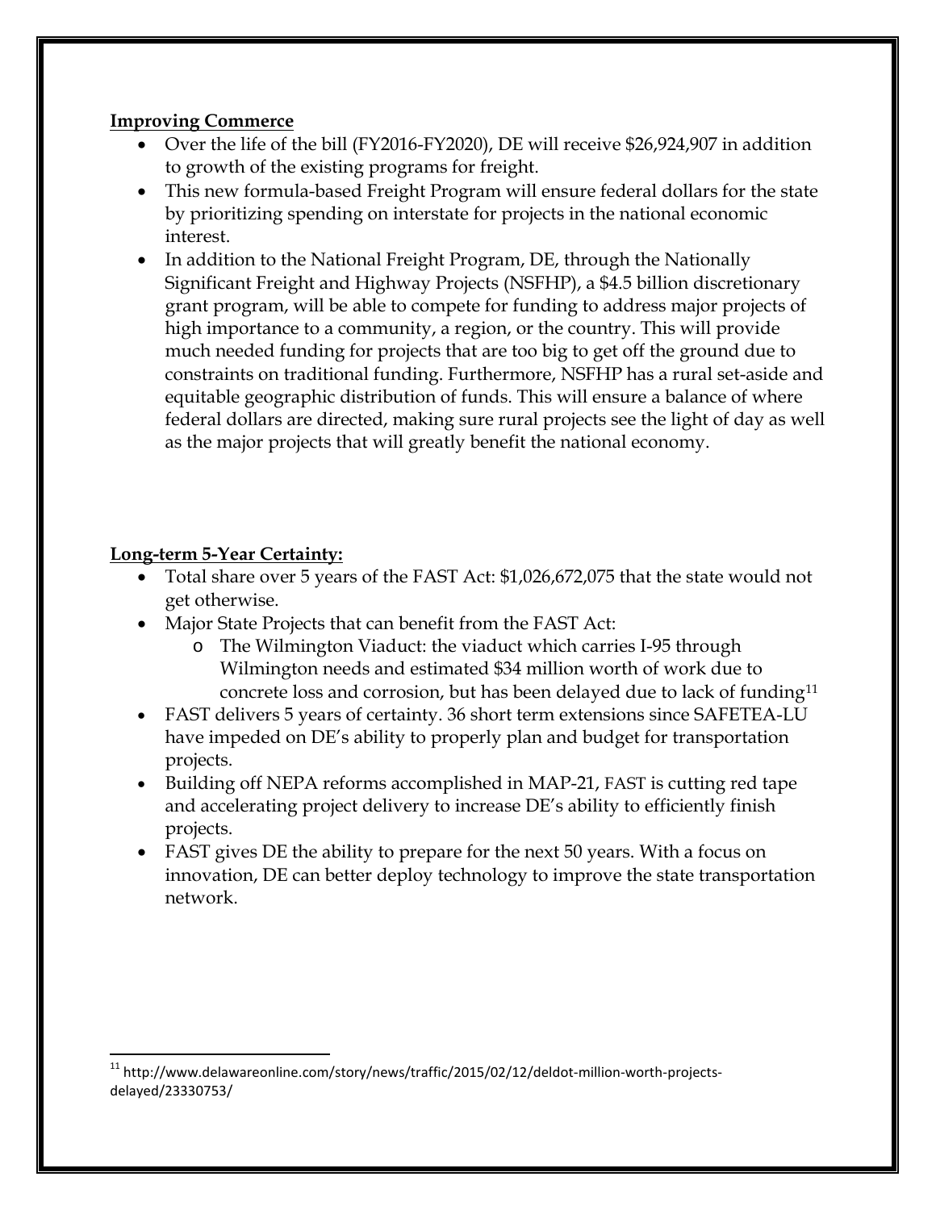**Improving Commerce**

- Over the life of the bill (FY2016-FY2020), DE will receive $26,924,907 in addition to growth of the existing programs for freight.
- This new formula-based Freight Program will ensure federal dollars for the state by prioritizing spending on interstate for projects in the national economic interest.
- In addition to the National Freight Program, DE, through the Nationally Significant Freight and Highway Projects (NSFHP), a $4.5 billion discretionary grant program, will be able to compete for funding to address major projects of high importance to a community, a region, or the country. This will provide much needed funding for projects that are too big to get off the ground due to constraints on traditional funding. Furthermore, NSFHP has a rural set-aside and equitable geographic distribution of funds. This will ensure a balance of where federal dollars are directed, making sure rural projects see the light of day as well as the major projects that will greatly benefit the national economy.

**Long-term 5-Year Certainty:**

- Total share over 5 years of the FAST Act: $1,026,672,075 that the state would not get otherwise.
- Major State Projects that can benefit from the FAST Act:
  - The Wilmington Viaduct: the viaduct which carries I-95 through Wilmington needs and estimated $34 million worth of work due to concrete loss and corrosion, but has been delayed due to lack of funding[11]
- FAST delivers 5 years of certainty. 36 short term extensions since SAFETEA-LU have impeded on DE's ability to properly plan and budget for transportation projects.
- Building off NEPA reforms accomplished in MAP-21, FAST is cutting red tape and accelerating project delivery to increase DE's ability to efficiently finish projects.
- FAST gives DE the ability to prepare for the next 50 years. With a focus on innovation, DE can better deploy technology to improve the state transportation network.

[11] http://www.delawareonline.com/story/news/traffic/2015/02/12/deldot-million-worth-projects-delayed/23330753/